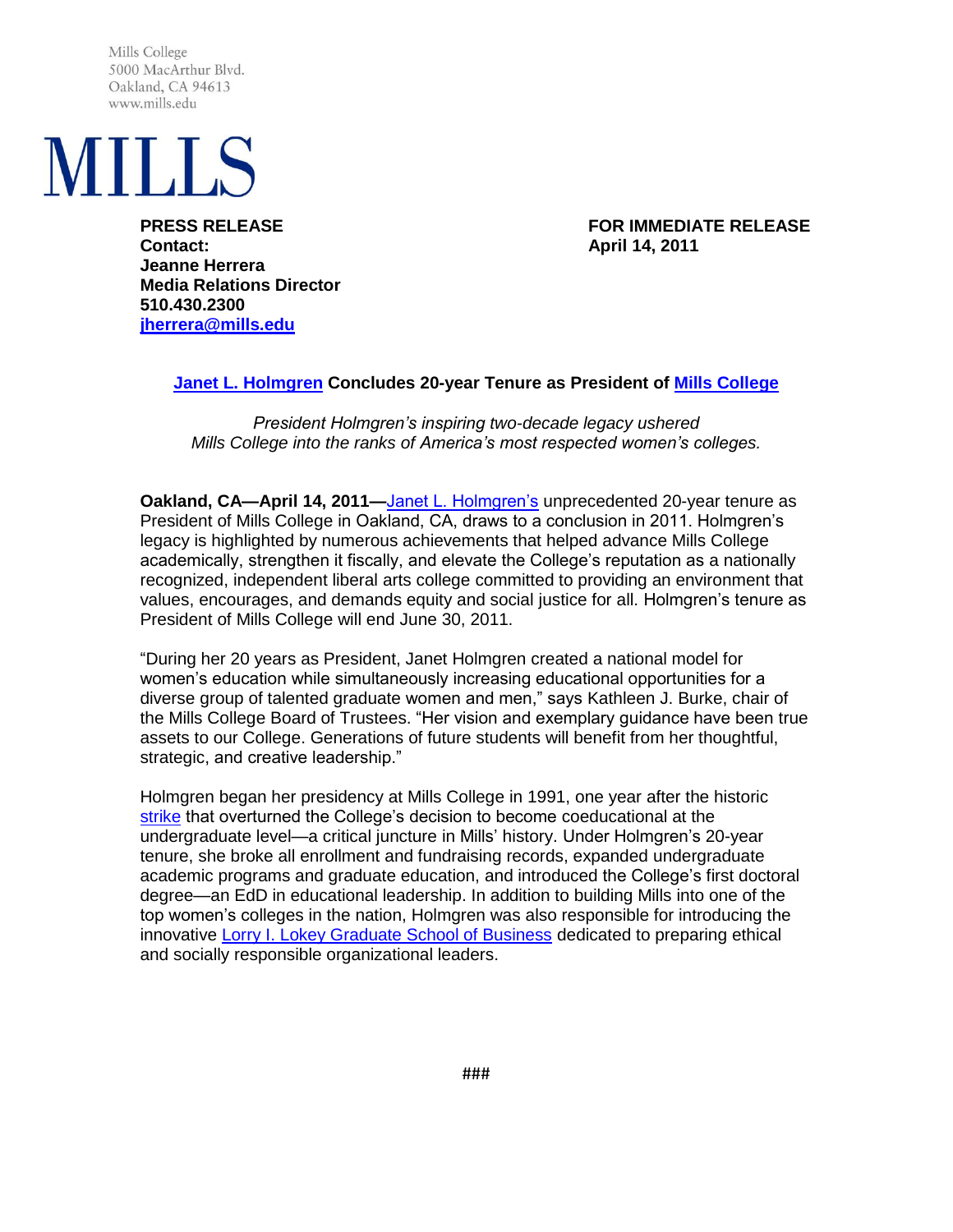Mills College
5000 MacArthur Blvd.
Oakland, CA 94613
www.mills.edu

MILLS

**PRESS RELEASE**
**Contact:**
**Jeanne Herrera**
**Media Relations Director**
**510.430.2300**
**[jherrera@mills.edu](mailto:jherrera@mills.edu)**

**FOR IMMEDIATE RELEASE**
**April 14, 2011**

## Janet L. Holmgren Concludes 20-year Tenure as President of Mills College

*President Holmgren's inspiring two-decade legacy ushered Mills College into the ranks of America's most respected women's colleges.*

**Oakland, CA—April 14, 2011—**Janet L. Holmgren's unprecedented 20-year tenure as President of Mills College in Oakland, CA, draws to a conclusion in 2011. Holmgren's legacy is highlighted by numerous achievements that helped advance Mills College academically, strengthen it fiscally, and elevate the College's reputation as a nationally recognized, independent liberal arts college committed to providing an environment that values, encourages, and demands equity and social justice for all. Holmgren's tenure as President of Mills College will end June 30, 2011.

"During her 20 years as President, Janet Holmgren created a national model for women's education while simultaneously increasing educational opportunities for a diverse group of talented graduate women and men," says Kathleen J. Burke, chair of the Mills College Board of Trustees. "Her vision and exemplary guidance have been true assets to our College. Generations of future students will benefit from her thoughtful, strategic, and creative leadership."

Holmgren began her presidency at Mills College in 1991, one year after the historic strike that overturned the College's decision to become coeducational at the undergraduate level—a critical juncture in Mills' history. Under Holmgren's 20-year tenure, she broke all enrollment and fundraising records, expanded undergraduate academic programs and graduate education, and introduced the College's first doctoral degree—an EdD in educational leadership. In addition to building Mills into one of the top women's colleges in the nation, Holmgren was also responsible for introducing the innovative Lorry I. Lokey Graduate School of Business dedicated to preparing ethical and socially responsible organizational leaders.

###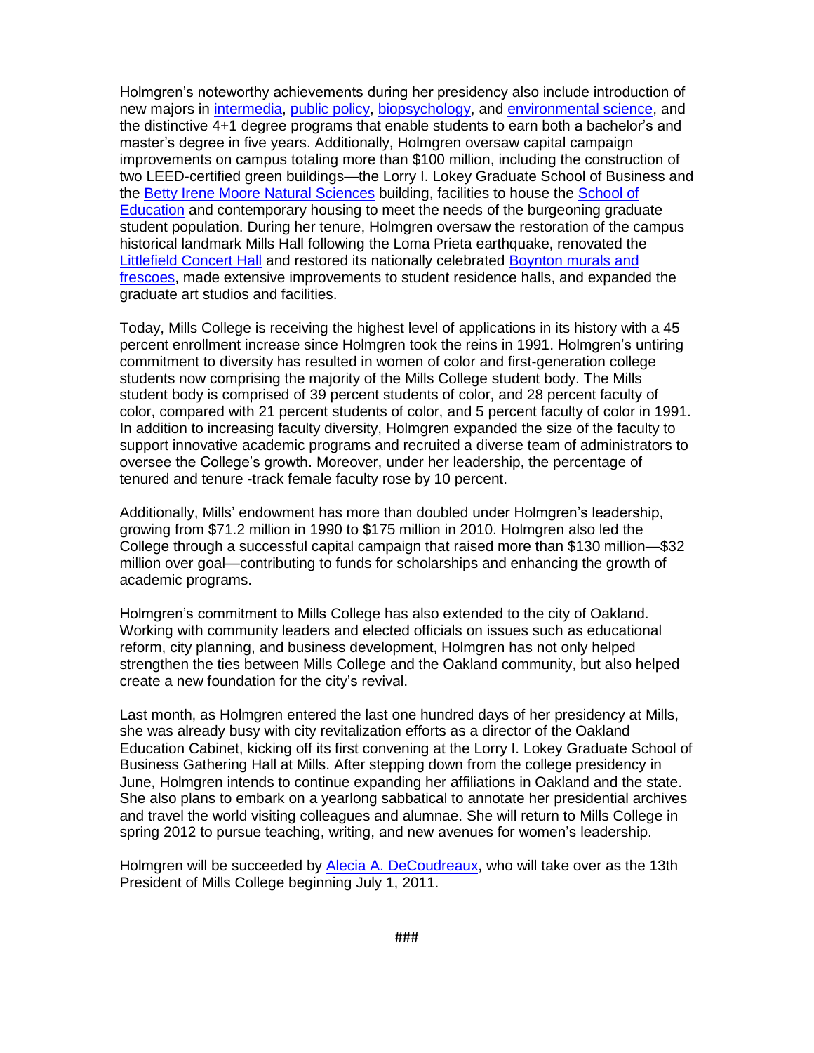Holmgren's noteworthy achievements during her presidency also include introduction of new majors in intermedia, public policy, biopsychology, and environmental science, and the distinctive 4+1 degree programs that enable students to earn both a bachelor's and master's degree in five years. Additionally, Holmgren oversaw capital campaign improvements on campus totaling more than $100 million, including the construction of two LEED-certified green buildings—the Lorry I. Lokey Graduate School of Business and the Betty Irene Moore Natural Sciences building, facilities to house the School of Education and contemporary housing to meet the needs of the burgeoning graduate student population. During her tenure, Holmgren oversaw the restoration of the campus historical landmark Mills Hall following the Loma Prieta earthquake, renovated the Littlefield Concert Hall and restored its nationally celebrated Boynton murals and frescoes, made extensive improvements to student residence halls, and expanded the graduate art studios and facilities.

Today, Mills College is receiving the highest level of applications in its history with a 45 percent enrollment increase since Holmgren took the reins in 1991. Holmgren's untiring commitment to diversity has resulted in women of color and first-generation college students now comprising the majority of the Mills College student body. The Mills student body is comprised of 39 percent students of color, and 28 percent faculty of color, compared with 21 percent students of color, and 5 percent faculty of color in 1991. In addition to increasing faculty diversity, Holmgren expanded the size of the faculty to support innovative academic programs and recruited a diverse team of administrators to oversee the College's growth. Moreover, under her leadership, the percentage of tenured and tenure -track female faculty rose by 10 percent.

Additionally, Mills' endowment has more than doubled under Holmgren's leadership, growing from $71.2 million in 1990 to $175 million in 2010. Holmgren also led the College through a successful capital campaign that raised more than $130 million—$32 million over goal—contributing to funds for scholarships and enhancing the growth of academic programs.

Holmgren's commitment to Mills College has also extended to the city of Oakland. Working with community leaders and elected officials on issues such as educational reform, city planning, and business development, Holmgren has not only helped strengthen the ties between Mills College and the Oakland community, but also helped create a new foundation for the city's revival.

Last month, as Holmgren entered the last one hundred days of her presidency at Mills, she was already busy with city revitalization efforts as a director of the Oakland Education Cabinet, kicking off its first convening at the Lorry I. Lokey Graduate School of Business Gathering Hall at Mills. After stepping down from the college presidency in June, Holmgren intends to continue expanding her affiliations in Oakland and the state. She also plans to embark on a yearlong sabbatical to annotate her presidential archives and travel the world visiting colleagues and alumnae. She will return to Mills College in spring 2012 to pursue teaching, writing, and new avenues for women's leadership.

Holmgren will be succeeded by Alecia A. DeCoudreaux, who will take over as the 13th President of Mills College beginning July 1, 2011.

###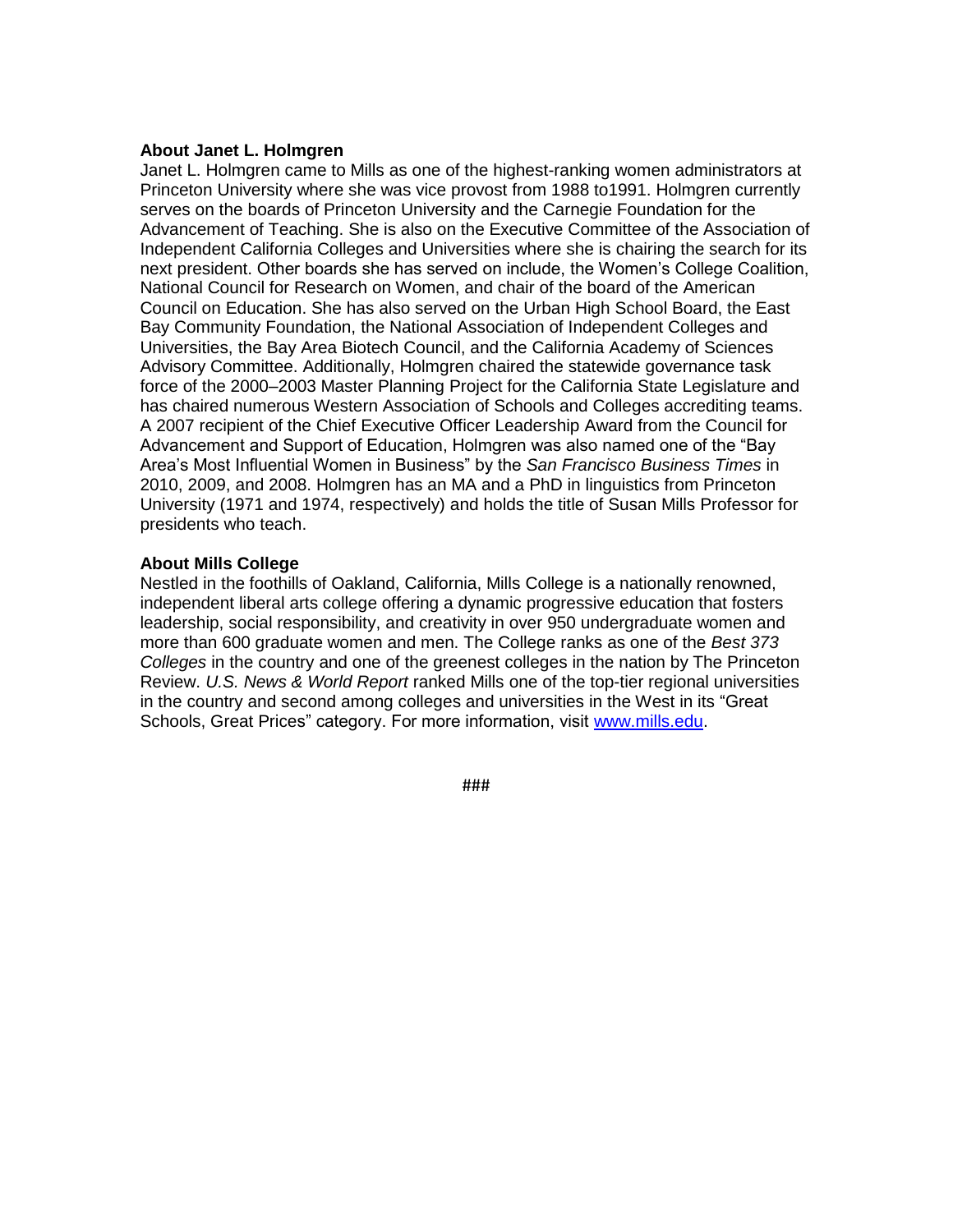**About Janet L. Holmgren**

Janet L. Holmgren came to Mills as one of the highest-ranking women administrators at Princeton University where she was vice provost from 1988 to1991. Holmgren currently serves on the boards of Princeton University and the Carnegie Foundation for the Advancement of Teaching. She is also on the Executive Committee of the Association of Independent California Colleges and Universities where she is chairing the search for its next president. Other boards she has served on include, the Women's College Coalition, National Council for Research on Women, and chair of the board of the American Council on Education. She has also served on the Urban High School Board, the East Bay Community Foundation, the National Association of Independent Colleges and Universities, the Bay Area Biotech Council, and the California Academy of Sciences Advisory Committee. Additionally, Holmgren chaired the statewide governance task force of the 2000–2003 Master Planning Project for the California State Legislature and has chaired numerous Western Association of Schools and Colleges accrediting teams. A 2007 recipient of the Chief Executive Officer Leadership Award from the Council for Advancement and Support of Education, Holmgren was also named one of the "Bay Area's Most Influential Women in Business" by the *San Francisco Business Times* in 2010, 2009, and 2008. Holmgren has an MA and a PhD in linguistics from Princeton University (1971 and 1974, respectively) and holds the title of Susan Mills Professor for presidents who teach.

**About Mills College**

Nestled in the foothills of Oakland, California, Mills College is a nationally renowned, independent liberal arts college offering a dynamic progressive education that fosters leadership, social responsibility, and creativity in over 950 undergraduate women and more than 600 graduate women and men. The College ranks as one of the *Best 373 Colleges* in the country and one of the greenest colleges in the nation by The Princeton Review. *U.S. News & World Report* ranked Mills one of the top-tier regional universities in the country and second among colleges and universities in the West in its "Great Schools, Great Prices" category. For more information, visit [www.mills.edu](http://www.mills.edu).

###